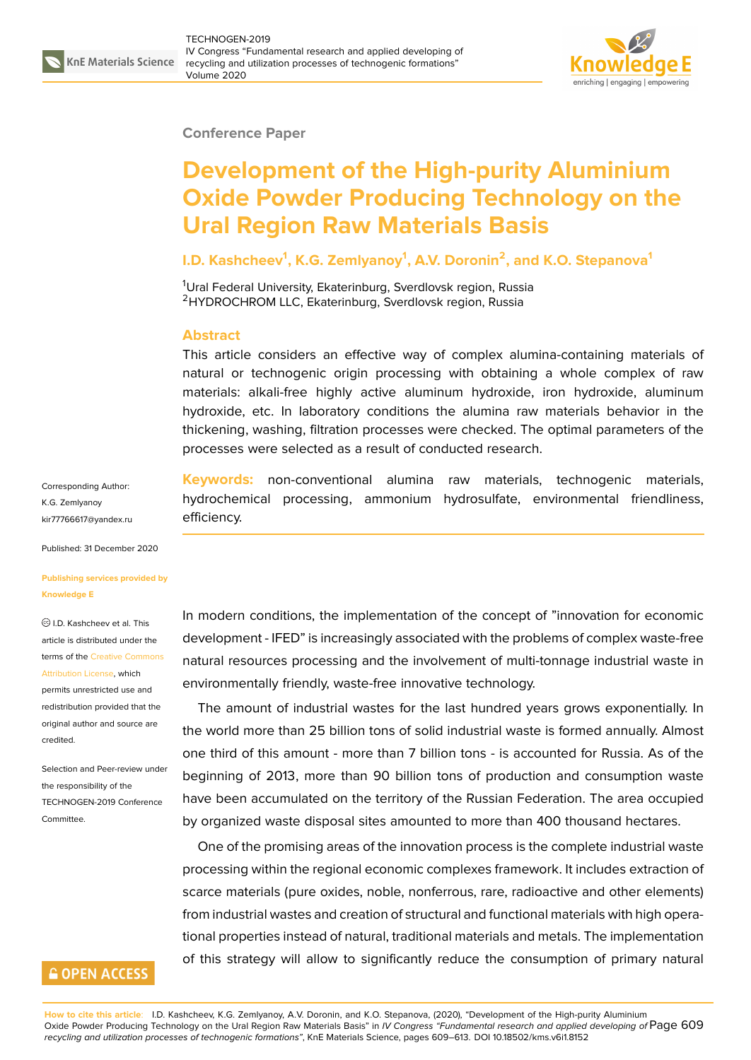Conference Paper

# Development of the High-purity Aluminium Oxide Powder Producing Technology on the Ural Region Raw Materials Basis

**I.D. Kashcheev[1], K.G. Zemlyanoy[1], A.V. Doronin[2], and K.O. Stepanova[1]**

[1]Ural Federal University, Ekaterinburg, Sverdlovsk region, Russia
[2]HYDROCHROM LLC, Ekaterinburg, Sverdlovsk region, Russia

## Abstract

This article considers an effective way of complex alumina-containing materials of natural or technogenic origin processing with obtaining a whole complex of raw materials: alkali-free highly active aluminum hydroxide, iron hydroxide, aluminum hydroxide, etc. In laboratory conditions the alumina raw materials behavior in the thickening, washing, filtration processes were checked. The optimal parameters of the processes were selected as a result of conducted research.

**Keywords:** non-conventional alumina raw materials, technogenic materials, hydrochemical processing, ammonium hydrosulfate, environmental friendliness, efficiency.

Corresponding Author:
K.G. Zemlyanoy
kir77766617@yandex.ru

Published: 31 December 2020

**Publishing services provided by Knowledge E**

© I.D. Kashcheev et al. This article is distributed under the terms of the Creative Commons Attribution License, which permits unrestricted use and redistribution provided that the original author and source are credited.

Selection and Peer-review under the responsibility of the TECHNOGEN-2019 Conference Committee.

In modern conditions, the implementation of the concept of "innovation for economic development - IFED" is increasingly associated with the problems of complex waste-free natural resources processing and the involvement of multi-tonnage industrial waste in environmentally friendly, waste-free innovative technology.

The amount of industrial wastes for the last hundred years grows exponentially. In the world more than 25 billion tons of solid industrial waste is formed annually. Almost one third of this amount - more than 7 billion tons - is accounted for Russia. As of the beginning of 2013, more than 90 billion tons of production and consumption waste have been accumulated on the territory of the Russian Federation. The area occupied by organized waste disposal sites amounted to more than 400 thousand hectares.

One of the promising areas of the innovation process is the complete industrial waste processing within the regional economic complexes framework. It includes extraction of scarce materials (pure oxides, noble, nonferrous, rare, radioactive and other elements) from industrial wastes and creation of structural and functional materials with high operational properties instead of natural, traditional materials and metals. The implementation of this strategy will allow to significantly reduce the consumption of primary natural

**How to cite this article**: I.D. Kashcheev, K.G. Zemlyanoy, A.V. Doronin, and K.O. Stepanova, (2020), "Development of the High-purity Aluminium Oxide Powder Producing Technology on the Ural Region Raw Materials Basis" in *IV Congress "Fundamental research and applied developing of recycling and utilization processes of technogenic formations"*, KnE Materials Science, pages 609–613. DOI 10.18502/kms.v6i1.8152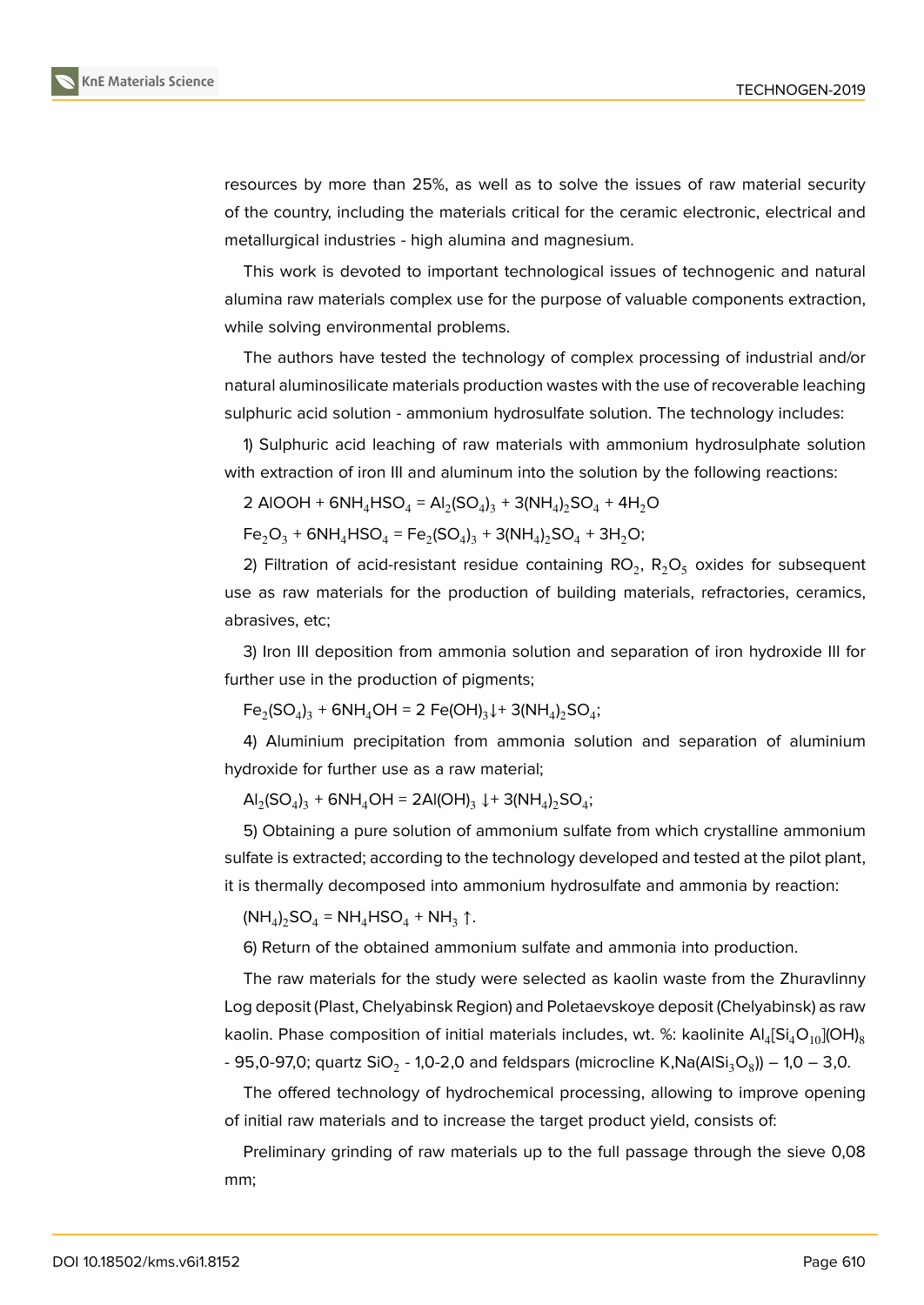resources by more than 25%, as well as to solve the issues of raw material security of the country, including the materials critical for the ceramic electronic, electrical and metallurgical industries - high alumina and magnesium.

This work is devoted to important technological issues of technogenic and natural alumina raw materials complex use for the purpose of valuable components extraction, while solving environmental problems.

The authors have tested the technology of complex processing of industrial and/or natural aluminosilicate materials production wastes with the use of recoverable leaching sulphuric acid solution - ammonium hydrosulfate solution. The technology includes:

1) Sulphuric acid leaching of raw materials with ammonium hydrosulphate solution with extraction of iron III and aluminum into the solution by the following reactions:

$$2\,AlOOH + 6NH_4HSO_4 = Al_2(SO_4)_3 + 3(NH_4)_2SO_4 + 4H_2O$$

$$Fe_2O_3 + 6NH_4HSO_4 = Fe_2(SO_4)_3 + 3(NH_4)_2SO_4 + 3H_2O;$$

2) Filtration of acid-resistant residue containing $RO_2$, $R_2O_5$ oxides for subsequent use as raw materials for the production of building materials, refractories, ceramics, abrasives, etc;

3) Iron III deposition from ammonia solution and separation of iron hydroxide III for further use in the production of pigments;

$$Fe_2(SO_4)_3 + 6NH_4OH = 2\,Fe(OH)_3\downarrow + 3(NH_4)_2SO_4;$$

4) Aluminium precipitation from ammonia solution and separation of aluminium hydroxide for further use as a raw material;

$$Al_2(SO_4)_3 + 6NH_4OH = 2Al(OH)_3\downarrow + 3(NH_4)_2SO_4;$$

5) Obtaining a pure solution of ammonium sulfate from which crystalline ammonium sulfate is extracted; according to the technology developed and tested at the pilot plant, it is thermally decomposed into ammonium hydrosulfate and ammonia by reaction:

$$(NH_4)_2SO_4 = NH_4HSO_4 + NH_3\uparrow.$$

6) Return of the obtained ammonium sulfate and ammonia into production.

The raw materials for the study were selected as kaolin waste from the Zhuravlinny Log deposit (Plast, Chelyabinsk Region) and Poletaevskoye deposit (Chelyabinsk) as raw kaolin. Phase composition of initial materials includes, wt. %: kaolinite $Al_4[Si_4O_{10}](OH)_8$ - 95,0-97,0; quartz $SiO_2$ - 1,0-2,0 and feldspars (microcline $K,Na(AlSi_3O_8)$) – 1,0 – 3,0.

The offered technology of hydrochemical processing, allowing to improve opening of initial raw materials and to increase the target product yield, consists of:

Preliminary grinding of raw materials up to the full passage through the sieve 0,08 mm;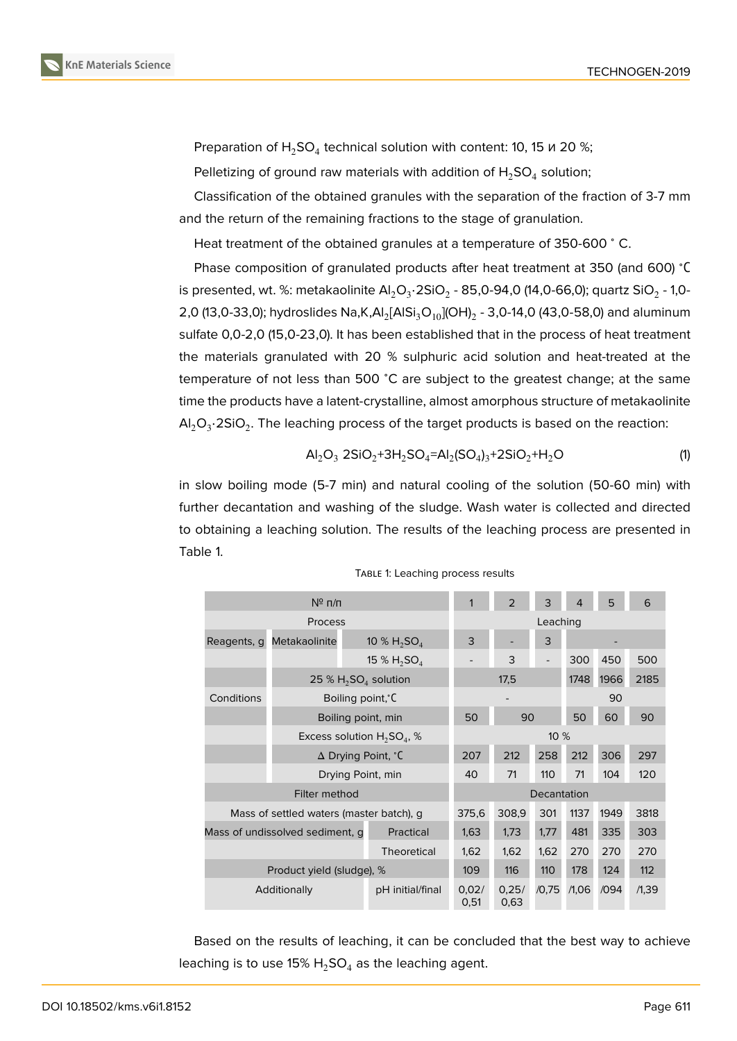Preparation of $H_2SO_4$ technical solution with content: 10, 15 и 20 %;

Pelletizing of ground raw materials with addition of $H_2SO_4$ solution;

Classification of the obtained granules with the separation of the fraction of 3-7 mm and the return of the remaining fractions to the stage of granulation.

Heat treatment of the obtained granules at a temperature of 350-600 ˚ C.

Phase composition of granulated products after heat treatment at 350 (and 600) ˚C is presented, wt. %: metakaolinite $Al_2O_3{\cdot}2SiO_2$ - 85,0-94,0 (14,0-66,0); quartz $SiO_2$ - 1,0-2,0 (13,0-33,0); hydroslides Na,K,$Al_2[AlSi_3O_{10}](OH)_2$ - 3,0-14,0 (43,0-58,0) and aluminum sulfate 0,0-2,0 (15,0-23,0). It has been established that in the process of heat treatment the materials granulated with 20 % sulphuric acid solution and heat-treated at the temperature of not less than 500 ˚C are subject to the greatest change; at the same time the products have a latent-crystalline, almost amorphous structure of metakaolinite $Al_2O_3{\cdot}2SiO_2$. The leaching process of the target products is based on the reaction:

$$Al_2O_3\ 2SiO_2+3H_2SO_4=Al_2(SO_4)_3+2SiO_2+H_2O \tag{1}$$

in slow boiling mode (5-7 min) and natural cooling of the solution (50-60 min) with further decantation and washing of the sludge. Wash water is collected and directed to obtaining a leaching solution. The results of the leaching process are presented in Table 1.

Table 1: Leaching process results

| № п/п | | | 1 | 2 | 3 | 4 | 5 | 6 |
|---|---|---|---|---|---|---|---|---|
| Process | | | Leaching | | | | | |
| Reagents, g | Metakaolinite | 10 % $H_2SO_4$ | 3 | - | 3 | - | | |
| | | 15 % $H_2SO_4$ | - | 3 | - | 300 | 450 | 500 |
| | 25 % $H_2SO_4$ solution | | 17,5 | | | 1748 | 1966 | 2185 |
| Conditions | Boiling point,˚C | | - | | | 90 | | |
| | Boiling point, min | | 50 | 90 | | 50 | 60 | 90 |
| | Excess solution $H_2SO_4$, % | | 10 % | | | | | |
| | Δ Drying Point, ˚C | | 207 | 212 | 258 | 212 | 306 | 297 |
| | Drying Point, min | | 40 | 71 | 110 | 71 | 104 | 120 |
| Filter method | | | Decantation | | | | | |
| Mass of settled waters (master batch), g | | | 375,6 | 308,9 | 301 | 1137 | 1949 | 3818 |
| Mass of undissolved sediment, g | | Practical | 1,63 | 1,73 | 1,77 | 481 | 335 | 303 |
| | | Theoretical | 1,62 | 1,62 | 1,62 | 270 | 270 | 270 |
| Product yield (sludge), % | | | 109 | 116 | 110 | 178 | 124 | 112 |
| Additionally | | pH initial/final | 0,02/ 0,51 | 0,25/ 0,63 | /0,75 | /1,06 | /094 | /1,39 |

Based on the results of leaching, it can be concluded that the best way to achieve leaching is to use 15% $H_2SO_4$ as the leaching agent.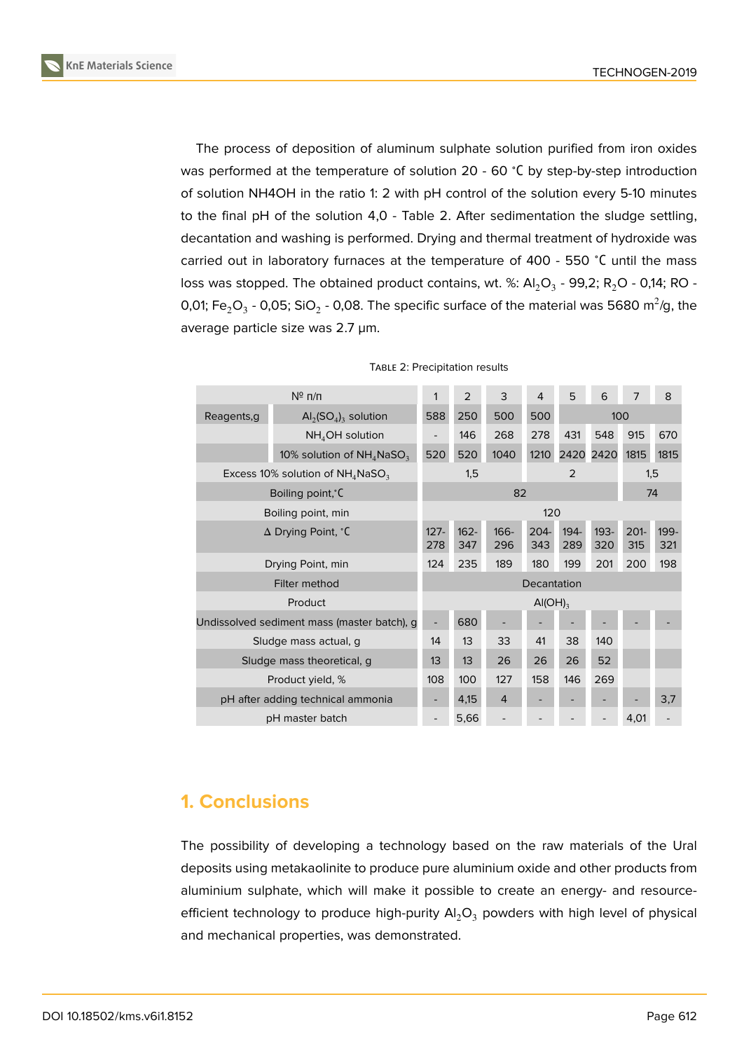The process of deposition of aluminum sulphate solution purified from iron oxides was performed at the temperature of solution 20 - 60 °C by step-by-step introduction of solution NH4OH in the ratio 1: 2 with pH control of the solution every 5-10 minutes to the final pH of the solution 4,0 - Table 2. After sedimentation the sludge settling, decantation and washing is performed. Drying and thermal treatment of hydroxide was carried out in laboratory furnaces at the temperature of 400 - 550 °C until the mass loss was stopped. The obtained product contains, wt. %: $Al_2O_3$ - 99,2; $R_2O$ - 0,14; RO - 0,01; $Fe_2O_3$ - 0,05; $SiO_2$ - 0,08. The specific surface of the material was 5680 $m^2$/g, the average particle size was 2.7 µm.

Table 2: Precipitation results

| № п/п | | 1 | 2 | 3 | 4 | 5 | 6 | 7 | 8 |
|---|---|---|---|---|---|---|---|---|---|
| Reagents,g | $Al_2(SO_4)_3$ solution | 588 | 250 | 500 | 500 | 100 | | | |
| | $NH_4OH$ solution | - | 146 | 268 | 278 | 431 | 548 | 915 | 670 |
| | 10% solution of $NH_4NaSO_3$ | 520 | 520 | 1040 | 1210 | 2420 | 2420 | 1815 | 1815 |
| Excess 10% solution of $NH_4NaSO_3$ | | 1,5 | | | 2 | | | 1,5 | |
| Boiling point,°C | | 82 | | | | | | 74 | |
| Boiling point, min | | 120 | | | | | | | |
| Δ Drying Point, °C | | 127-278 | 162-347 | 166-296 | 204-343 | 194-289 | 193-320 | 201-315 | 199-321 |
| Drying Point, min | | 124 | 235 | 189 | 180 | 199 | 201 | 200 | 198 |
| Filter method | | Decantation | | | | | | | |
| Product | | $Al(OH)_3$ | | | | | | | |
| Undissolved sediment mass (master batch), g | | - | 680 | - | - | - | - | - | - |
| Sludge mass actual, g | | 14 | 13 | 33 | 41 | 38 | 140 | | |
| Sludge mass theoretical, g | | 13 | 13 | 26 | 26 | 26 | 52 | | |
| Product yield, % | | 108 | 100 | 127 | 158 | 146 | 269 | | |
| pH after adding technical ammonia | | - | 4,15 | 4 | - | - | - | - | 3,7 |
| pH master batch | | - | 5,66 | - | - | - | - | 4,01 | - |

## 1. Conclusions

The possibility of developing a technology based on the raw materials of the Ural deposits using metakaolinite to produce pure aluminium oxide and other products from aluminium sulphate, which will make it possible to create an energy- and resource-efficient technology to produce high-purity $Al_2O_3$ powders with high level of physical and mechanical properties, was demonstrated.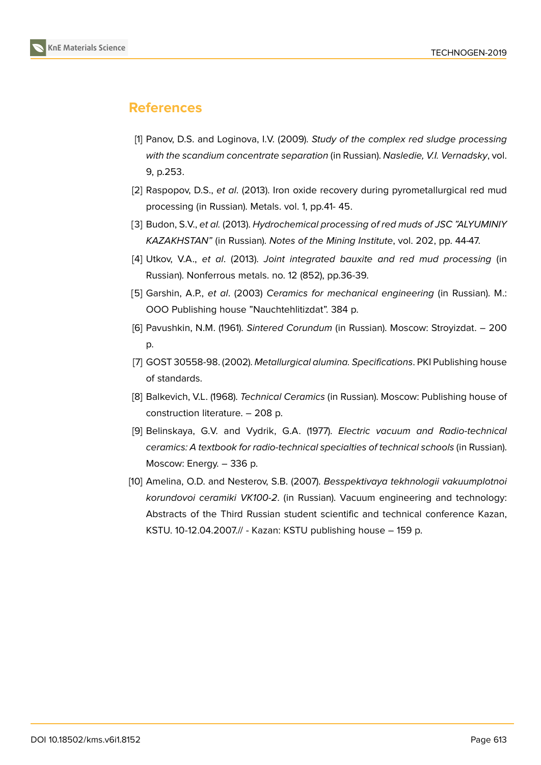## References

[1] Panov, D.S. and Loginova, I.V. (2009). *Study of the complex red sludge processing with the scandium concentrate separation* (in Russian). *Nasledie, V.I. Vernadsky*, vol. 9, p.253.

[2] Raspopov, D.S., *et al*. (2013). Iron oxide recovery during pyrometallurgical red mud processing (in Russian). Metals. vol. 1, pp.41- 45.

[3] Budon, S.V., *et al.* (2013). *Hydrochemical processing of red muds of JSC "ALYUMINIY KAZAKHSTAN"* (in Russian). *Notes of the Mining Institute*, vol. 202, pp. 44-47.

[4] Utkov, V.A., *et al*. (2013). *Joint integrated bauxite and red mud processing* (in Russian). Nonferrous metals. no. 12 (852), pp.36-39.

[5] Garshin, A.P., *et al*. (2003) *Ceramics for mechanical engineering* (in Russian). M.: OOO Publishing house "Nauchtehlitizdat". 384 p.

[6] Pavushkin, N.M. (1961). *Sintered Corundum* (in Russian). Moscow: Stroyizdat. – 200 p.

[7] GOST 30558-98. (2002). *Metallurgical alumina. Specifications*. PKI Publishing house of standards.

[8] Balkevich, V.L. (1968). *Technical Ceramics* (in Russian). Moscow: Publishing house of construction literature. – 208 p.

[9] Belinskaya, G.V. and Vydrik, G.A. (1977). *Electric vacuum and Radio-technical ceramics: A textbook for radio-technical specialties of technical schools* (in Russian). Moscow: Energy. – 336 p.

[10] Amelina, O.D. and Nesterov, S.B. (2007). *Besspektivaya tekhnologii vakuumplotnoi korundovoi ceramiki VK100-2*. (in Russian). Vacuum engineering and technology: Abstracts of the Third Russian student scientific and technical conference Kazan, KSTU. 10-12.04.2007.// - Kazan: KSTU publishing house – 159 p.